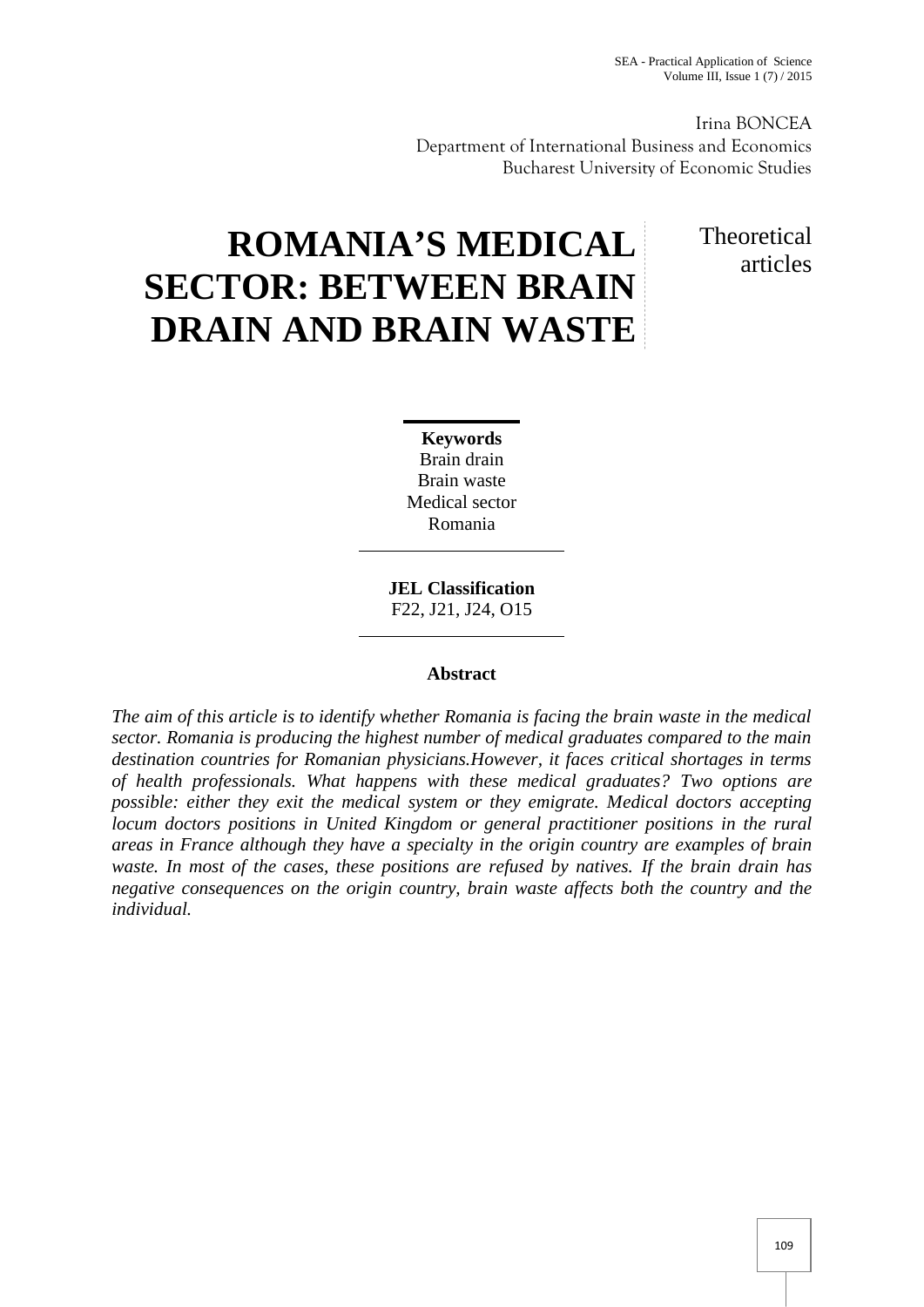Irina BONCEA
Department of International Business and Economics
Bucharest University of Economic Studies

# ROMANIA'S MEDICAL SECTOR: BETWEEN BRAIN DRAIN AND BRAIN WASTE

Theoretical articles

**Keywords**
Brain drain
Brain waste
Medical sector
Romania

**JEL Classification**
F22, J21, J24, O15

**Abstract**

*The aim of this article is to identify whether Romania is facing the brain waste in the medical sector. Romania is producing the highest number of medical graduates compared to the main destination countries for Romanian physicians.However, it faces critical shortages in terms of health professionals. What happens with these medical graduates? Two options are possible: either they exit the medical system or they emigrate. Medical doctors accepting locum doctors positions in United Kingdom or general practitioner positions in the rural areas in France although they have a specialty in the origin country are examples of brain waste. In most of the cases, these positions are refused by natives. If the brain drain has negative consequences on the origin country, brain waste affects both the country and the individual.*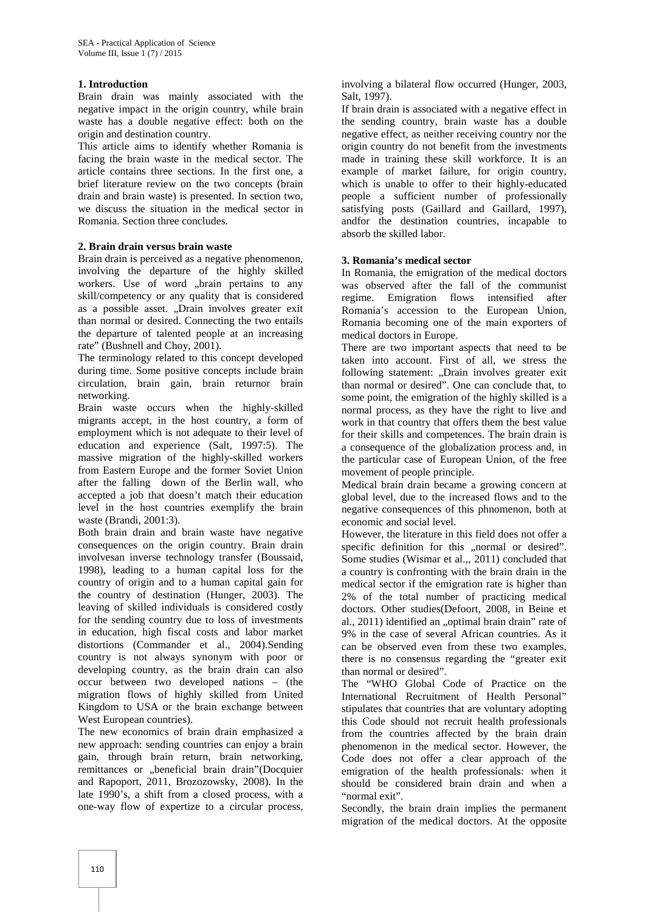## 1. Introduction

Brain drain was mainly associated with the negative impact in the origin country, while brain waste has a double negative effect: both on the origin and destination country.

This article aims to identify whether Romania is facing the brain waste in the medical sector. The article contains three sections. In the first one, a brief literature review on the two concepts (brain drain and brain waste) is presented. In section two, we discuss the situation in the medical sector in Romania. Section three concludes.

## 2. Brain drain versus brain waste

Brain drain is perceived as a negative phenomenon, involving the departure of the highly skilled workers. Use of word „brain pertains to any skill/competency or any quality that is considered as a possible asset. „Drain involves greater exit than normal or desired. Connecting the two entails the departure of talented people at an increasing rate" (Bushnell and Choy, 2001).

The terminology related to this concept developed during time. Some positive concepts include brain circulation, brain gain, brain returnor brain networking.

Brain waste occurs when the highly-skilled migrants accept, in the host country, a form of employment which is not adequate to their level of education and experience (Salt, 1997:5). The massive migration of the highly-skilled workers from Eastern Europe and the former Soviet Union after the falling down of the Berlin wall, who accepted a job that doesn't match their education level in the host countries exemplify the brain waste (Brandi, 2001:3).

Both brain drain and brain waste have negative consequences on the origin country. Brain drain involvesan inverse technology transfer (Boussaid, 1998), leading to a human capital loss for the country of origin and to a human capital gain for the country of destination (Hunger, 2003). The leaving of skilled individuals is considered costly for the sending country due to loss of investments in education, high fiscal costs and labor market distortions (Commander et al., 2004).Sending country is not always synonym with poor or developing country, as the brain drain can also occur between two developed nations – (the migration flows of highly skilled from United Kingdom to USA or the brain exchange between West European countries).

The new economics of brain drain emphasized a new approach: sending countries can enjoy a brain gain, through brain return, brain networking, remittances or „beneficial brain drain"(Docquier and Rapoport, 2011, Brozozowsky, 2008). In the late 1990's, a shift from a closed process, with a one-way flow of expertize to a circular process, involving a bilateral flow occurred (Hunger, 2003, Salt, 1997).

If brain drain is associated with a negative effect in the sending country, brain waste has a double negative effect, as neither receiving country nor the origin country do not benefit from the investments made in training these skill workforce. It is an example of market failure, for origin country, which is unable to offer to their highly-educated people a sufficient number of professionally satisfying posts (Gaillard and Gaillard, 1997), andfor the destination countries, incapable to absorb the skilled labor.

## 3. Romania's medical sector

In Romania, the emigration of the medical doctors was observed after the fall of the communist regime. Emigration flows intensified after Romania's accession to the European Union, Romania becoming one of the main exporters of medical doctors in Europe.

There are two important aspects that need to be taken into account. First of all, we stress the following statement: „Drain involves greater exit than normal or desired". One can conclude that, to some point, the emigration of the highly skilled is a normal process, as they have the right to live and work in that country that offers them the best value for their skills and competences. The brain drain is a consequence of the globalization process and, in the particular case of European Union, of the free movement of people principle.

Medical brain drain became a growing concern at global level, due to the increased flows and to the negative consequences of this phnomenon, both at economic and social level.

However, the literature in this field does not offer a specific definition for this „normal or desired". Some studies (Wismar et al.,, 2011) concluded that a country is confronting with the brain drain in the medical sector if the emigration rate is higher than 2% of the total number of practicing medical doctors. Other studies(Defoort, 2008, in Beine et al., 2011) identified an „optimal brain drain" rate of 9% in the case of several African countries. As it can be observed even from these two examples, there is no consensus regarding the "greater exit than normal or desired".

The "WHO Global Code of Practice on the International Recruitment of Health Personal" stipulates that countries that are voluntary adopting this Code should not recruit health professionals from the countries affected by the brain drain phenomenon in the medical sector. However, the Code does not offer a clear approach of the emigration of the health professionals: when it should be considered brain drain and when a "normal exit".

Secondly, the brain drain implies the permanent migration of the medical doctors. At the opposite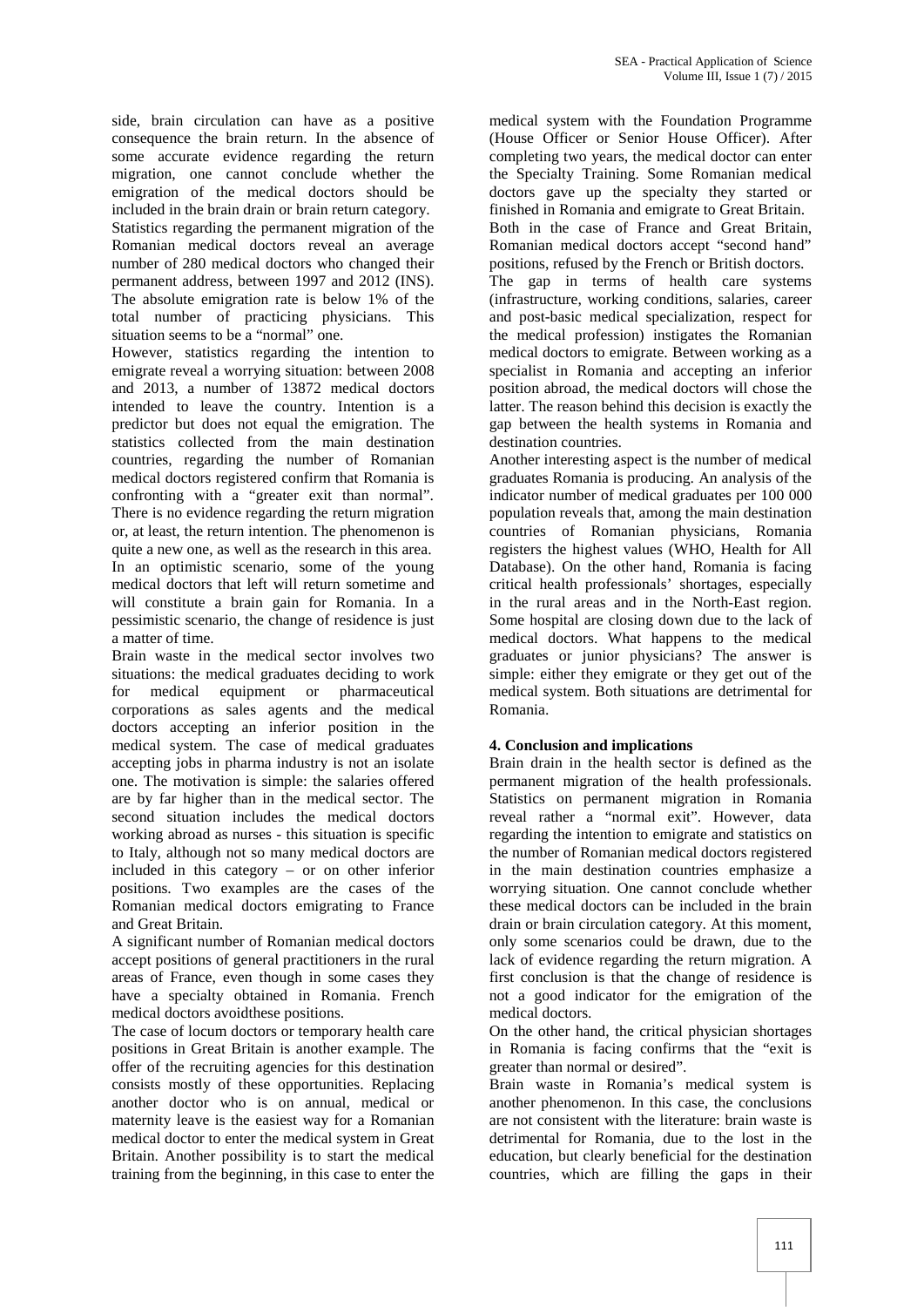side, brain circulation can have as a positive consequence the brain return. In the absence of some accurate evidence regarding the return migration, one cannot conclude whether the emigration of the medical doctors should be included in the brain drain or brain return category.

Statistics regarding the permanent migration of the Romanian medical doctors reveal an average number of 280 medical doctors who changed their permanent address, between 1997 and 2012 (INS). The absolute emigration rate is below 1% of the total number of practicing physicians. This situation seems to be a "normal" one.

However, statistics regarding the intention to emigrate reveal a worrying situation: between 2008 and 2013, a number of 13872 medical doctors intended to leave the country. Intention is a predictor but does not equal the emigration. The statistics collected from the main destination countries, regarding the number of Romanian medical doctors registered confirm that Romania is confronting with a "greater exit than normal". There is no evidence regarding the return migration or, at least, the return intention. The phenomenon is quite a new one, as well as the research in this area.

In an optimistic scenario, some of the young medical doctors that left will return sometime and will constitute a brain gain for Romania. In a pessimistic scenario, the change of residence is just a matter of time.

Brain waste in the medical sector involves two situations: the medical graduates deciding to work for medical equipment or pharmaceutical corporations as sales agents and the medical doctors accepting an inferior position in the medical system. The case of medical graduates accepting jobs in pharma industry is not an isolate one. The motivation is simple: the salaries offered are by far higher than in the medical sector. The second situation includes the medical doctors working abroad as nurses - this situation is specific to Italy, although not so many medical doctors are included in this category – or on other inferior positions. Two examples are the cases of the Romanian medical doctors emigrating to France and Great Britain.

A significant number of Romanian medical doctors accept positions of general practitioners in the rural areas of France, even though in some cases they have a specialty obtained in Romania. French medical doctors avoidthese positions.

The case of locum doctors or temporary health care positions in Great Britain is another example. The offer of the recruiting agencies for this destination consists mostly of these opportunities. Replacing another doctor who is on annual, medical or maternity leave is the easiest way for a Romanian medical doctor to enter the medical system in Great Britain. Another possibility is to start the medical training from the beginning, in this case to enter the medical system with the Foundation Programme (House Officer or Senior House Officer). After completing two years, the medical doctor can enter the Specialty Training. Some Romanian medical doctors gave up the specialty they started or finished in Romania and emigrate to Great Britain.

Both in the case of France and Great Britain, Romanian medical doctors accept "second hand" positions, refused by the French or British doctors.

The gap in terms of health care systems (infrastructure, working conditions, salaries, career and post-basic medical specialization, respect for the medical profession) instigates the Romanian medical doctors to emigrate. Between working as a specialist in Romania and accepting an inferior position abroad, the medical doctors will chose the latter. The reason behind this decision is exactly the gap between the health systems in Romania and destination countries.

Another interesting aspect is the number of medical graduates Romania is producing. An analysis of the indicator number of medical graduates per 100 000 population reveals that, among the main destination countries of Romanian physicians, Romania registers the highest values (WHO, Health for All Database). On the other hand, Romania is facing critical health professionals' shortages, especially in the rural areas and in the North-East region. Some hospital are closing down due to the lack of medical doctors. What happens to the medical graduates or junior physicians? The answer is simple: either they emigrate or they get out of the medical system. Both situations are detrimental for Romania.

## 4. Conclusion and implications

Brain drain in the health sector is defined as the permanent migration of the health professionals. Statistics on permanent migration in Romania reveal rather a "normal exit". However, data regarding the intention to emigrate and statistics on the number of Romanian medical doctors registered in the main destination countries emphasize a worrying situation. One cannot conclude whether these medical doctors can be included in the brain drain or brain circulation category. At this moment, only some scenarios could be drawn, due to the lack of evidence regarding the return migration. A first conclusion is that the change of residence is not a good indicator for the emigration of the medical doctors.

On the other hand, the critical physician shortages in Romania is facing confirms that the "exit is greater than normal or desired".

Brain waste in Romania's medical system is another phenomenon. In this case, the conclusions are not consistent with the literature: brain waste is detrimental for Romania, due to the lost in the education, but clearly beneficial for the destination countries, which are filling the gaps in their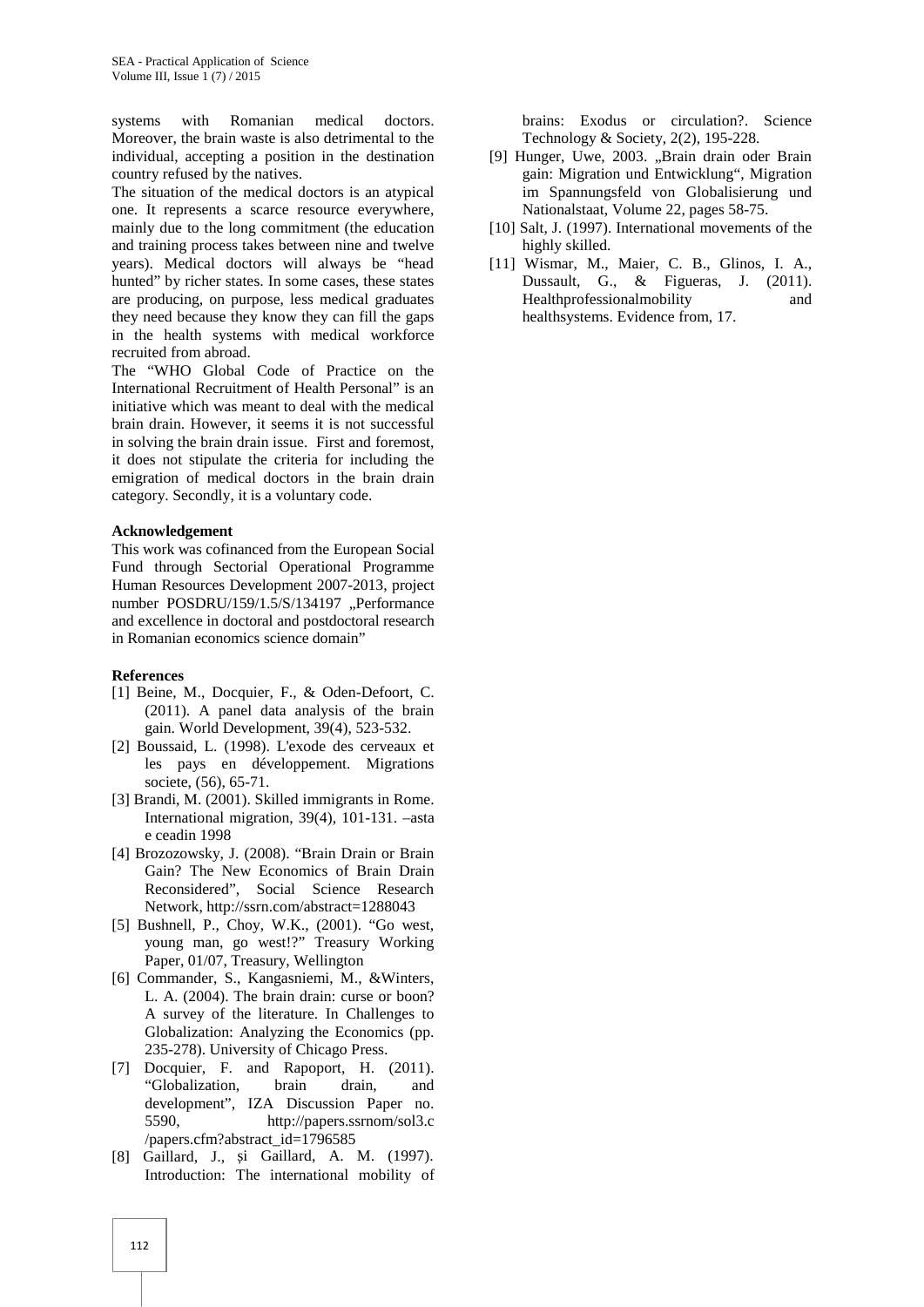systems with Romanian medical doctors. Moreover, the brain waste is also detrimental to the individual, accepting a position in the destination country refused by the natives.

The situation of the medical doctors is an atypical one. It represents a scarce resource everywhere, mainly due to the long commitment (the education and training process takes between nine and twelve years). Medical doctors will always be "head hunted" by richer states. In some cases, these states are producing, on purpose, less medical graduates they need because they know they can fill the gaps in the health systems with medical workforce recruited from abroad.

The "WHO Global Code of Practice on the International Recruitment of Health Personal" is an initiative which was meant to deal with the medical brain drain. However, it seems it is not successful in solving the brain drain issue. First and foremost, it does not stipulate the criteria for including the emigration of medical doctors in the brain drain category. Secondly, it is a voluntary code.

**Acknowledgement**

This work was cofinanced from the European Social Fund through Sectorial Operational Programme Human Resources Development 2007-2013, project number POSDRU/159/1.5/S/134197 „Performance and excellence in doctoral and postdoctoral research in Romanian economics science domain"

**References**

[1] Beine, M., Docquier, F., & Oden-Defoort, C. (2011). A panel data analysis of the brain gain. World Development, 39(4), 523-532.

[2] Boussaid, L. (1998). L'exode des cerveaux et les pays en développement. Migrations societe, (56), 65-71.

[3] Brandi, M. (2001). Skilled immigrants in Rome. International migration, 39(4), 101-131. –asta e ceadin 1998

[4] Brozozowsky, J. (2008). "Brain Drain or Brain Gain? The New Economics of Brain Drain Reconsidered", Social Science Research Network, http://ssrn.com/abstract=1288043

[5] Bushnell, P., Choy, W.K., (2001). "Go west, young man, go west!?" Treasury Working Paper, 01/07, Treasury, Wellington

[6] Commander, S., Kangasniemi, M., &Winters, L. A. (2004). The brain drain: curse or boon? A survey of the literature. In Challenges to Globalization: Analyzing the Economics (pp. 235-278). University of Chicago Press.

[7] Docquier, F. and Rapoport, H. (2011). "Globalization, brain drain, and development", IZA Discussion Paper no. 5590, http://papers.ssrnom/sol3.c /papers.cfm?abstract_id=1796585

[8] Gaillard, J., și Gaillard, A. M. (1997). Introduction: The international mobility of brains: Exodus or circulation?. Science Technology & Society, 2(2), 195-228.

[9] Hunger, Uwe, 2003. „Brain drain oder Brain gain: Migration und Entwicklung", Migration im Spannungsfeld von Globalisierung und Nationalstaat, Volume 22, pages 58-75.

[10] Salt, J. (1997). International movements of the highly skilled.

[11] Wismar, M., Maier, C. B., Glinos, I. A., Dussault, G., & Figueras, J. (2011). Healthprofessionalmobility and healthsystems. Evidence from, 17.